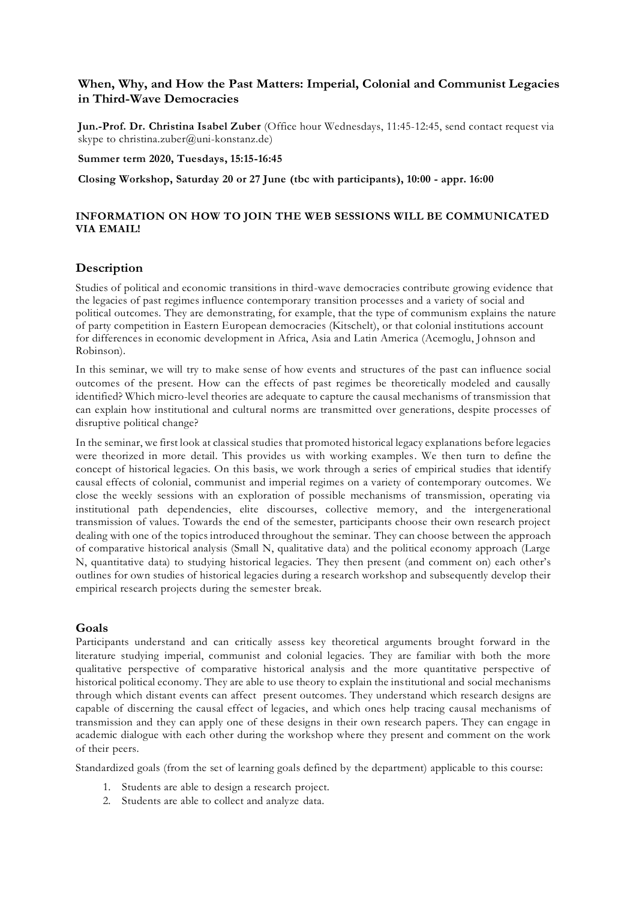## When, Why, and How the Past Matters: Imperial, Colonial and Communist Legacies in Third-Wave Democracies

**Jun.-Prof. Dr. Christina Isabel Zuber** (Office hour Wednesdays, 11:45-12:45, send contact request via skype to christina.zuber@uni-konstanz.de)

**Summer term 2020, Tuesdays, 15:15-16:45**

**Closing Workshop, Saturday 20 or 27 June (tbc with participants), 10:00 - appr. 16:00**

**INFORMATION ON HOW TO JOIN THE WEB SESSIONS WILL BE COMMUNICATED VIA EMAIL!**

## Description

Studies of political and economic transitions in third-wave democracies contribute growing evidence that the legacies of past regimes influence contemporary transition processes and a variety of social and political outcomes. They are demonstrating, for example, that the type of communism explains the nature of party competition in Eastern European democracies (Kitschelt), or that colonial institutions account for differences in economic development in Africa, Asia and Latin America (Acemoglu, Johnson and Robinson).

In this seminar, we will try to make sense of how events and structures of the past can influence social outcomes of the present. How can the effects of past regimes be theoretically modeled and causally identified? Which micro-level theories are adequate to capture the causal mechanisms of transmission that can explain how institutional and cultural norms are transmitted over generations, despite processes of disruptive political change?

In the seminar, we first look at classical studies that promoted historical legacy explanations before legacies were theorized in more detail. This provides us with working examples. We then turn to define the concept of historical legacies. On this basis, we work through a series of empirical studies that identify causal effects of colonial, communist and imperial regimes on a variety of contemporary outcomes. We close the weekly sessions with an exploration of possible mechanisms of transmission, operating via institutional path dependencies, elite discourses, collective memory, and the intergenerational transmission of values. Towards the end of the semester, participants choose their own research project dealing with one of the topics introduced throughout the seminar. They can choose between the approach of comparative historical analysis (Small N, qualitative data) and the political economy approach (Large N, quantitative data) to studying historical legacies. They then present (and comment on) each other's outlines for own studies of historical legacies during a research workshop and subsequently develop their empirical research projects during the semester break.

## Goals

Participants understand and can critically assess key theoretical arguments brought forward in the literature studying imperial, communist and colonial legacies. They are familiar with both the more qualitative perspective of comparative historical analysis and the more quantitative perspective of historical political economy. They are able to use theory to explain the institutional and social mechanisms through which distant events can affect present outcomes. They understand which research designs are capable of discerning the causal effect of legacies, and which ones help tracing causal mechanisms of transmission and they can apply one of these designs in their own research papers. They can engage in academic dialogue with each other during the workshop where they present and comment on the work of their peers.

Standardized goals (from the set of learning goals defined by the department) applicable to this course:

1. Students are able to design a research project.
2. Students are able to collect and analyze data.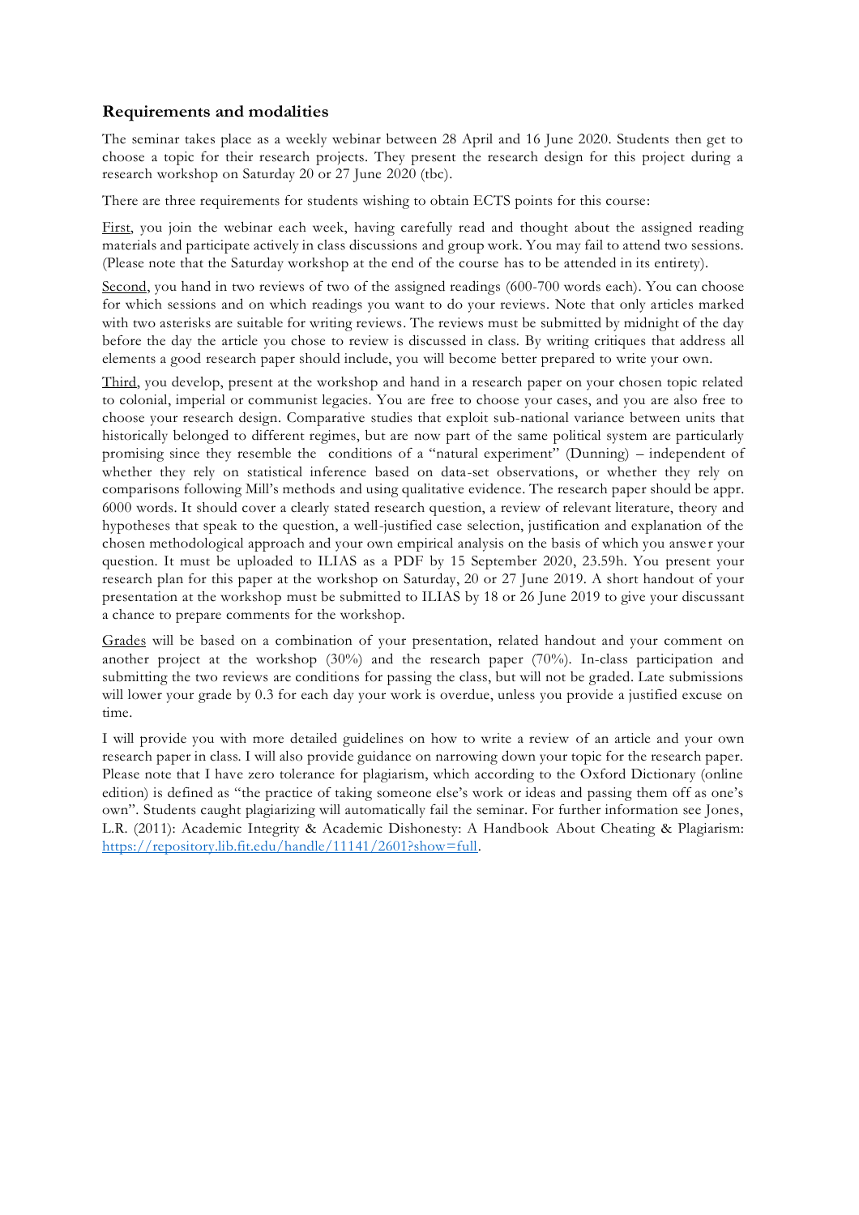### Requirements and modalities

The seminar takes place as a weekly webinar between 28 April and 16 June 2020. Students then get to choose a topic for their research projects. They present the research design for this project during a research workshop on Saturday 20 or 27 June 2020 (tbc).

There are three requirements for students wishing to obtain ECTS points for this course:

First, you join the webinar each week, having carefully read and thought about the assigned reading materials and participate actively in class discussions and group work. You may fail to attend two sessions. (Please note that the Saturday workshop at the end of the course has to be attended in its entirety).

Second, you hand in two reviews of two of the assigned readings (600-700 words each). You can choose for which sessions and on which readings you want to do your reviews. Note that only articles marked with two asterisks are suitable for writing reviews. The reviews must be submitted by midnight of the day before the day the article you chose to review is discussed in class. By writing critiques that address all elements a good research paper should include, you will become better prepared to write your own.

Third, you develop, present at the workshop and hand in a research paper on your chosen topic related to colonial, imperial or communist legacies. You are free to choose your cases, and you are also free to choose your research design. Comparative studies that exploit sub-national variance between units that historically belonged to different regimes, but are now part of the same political system are particularly promising since they resemble the conditions of a "natural experiment" (Dunning) – independent of whether they rely on statistical inference based on data-set observations, or whether they rely on comparisons following Mill's methods and using qualitative evidence. The research paper should be appr. 6000 words. It should cover a clearly stated research question, a review of relevant literature, theory and hypotheses that speak to the question, a well-justified case selection, justification and explanation of the chosen methodological approach and your own empirical analysis on the basis of which you answer your question. It must be uploaded to ILIAS as a PDF by 15 September 2020, 23.59h. You present your research plan for this paper at the workshop on Saturday, 20 or 27 June 2019. A short handout of your presentation at the workshop must be submitted to ILIAS by 18 or 26 June 2019 to give your discussant a chance to prepare comments for the workshop.

Grades will be based on a combination of your presentation, related handout and your comment on another project at the workshop (30%) and the research paper (70%). In-class participation and submitting the two reviews are conditions for passing the class, but will not be graded. Late submissions will lower your grade by 0.3 for each day your work is overdue, unless you provide a justified excuse on time.

I will provide you with more detailed guidelines on how to write a review of an article and your own research paper in class. I will also provide guidance on narrowing down your topic for the research paper. Please note that I have zero tolerance for plagiarism, which according to the Oxford Dictionary (online edition) is defined as "the practice of taking someone else's work or ideas and passing them off as one's own". Students caught plagiarizing will automatically fail the seminar. For further information see Jones, L.R. (2011): Academic Integrity & Academic Dishonesty: A Handbook About Cheating & Plagiarism: https://repository.lib.fit.edu/handle/11141/2601?show=full.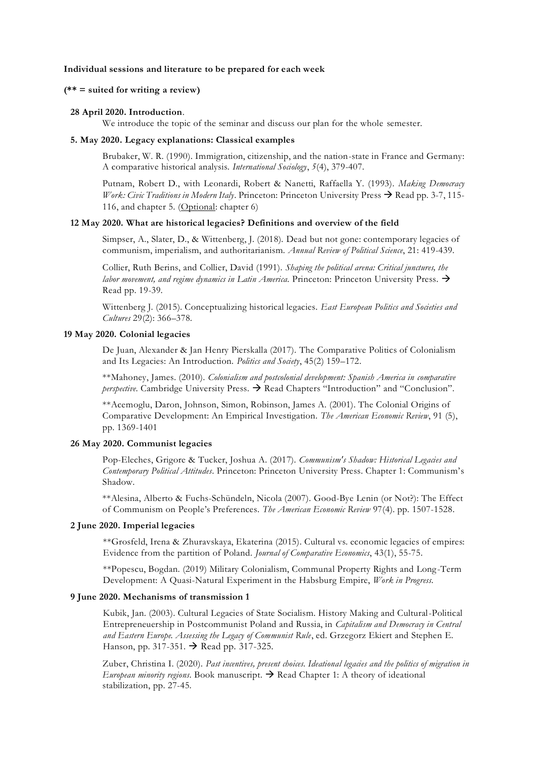**Individual sessions and literature to be prepared for each week**

**(** = suited for writing a review)**

**28 April 2020. Introduction**.

We introduce the topic of the seminar and discuss our plan for the whole semester.

**5. May 2020. Legacy explanations: Classical examples**

Brubaker, W. R. (1990). Immigration, citizenship, and the nation-state in France and Germany: A comparative historical analysis. *International Sociology*, *5*(4), 379-407.

Putnam, Robert D., with Leonardi, Robert & Nanetti, Raffaella Y. (1993). *Making Democracy Work: Civic Traditions in Modern Italy*. Princeton: Princeton University Press → Read pp. 3-7, 115-116, and chapter 5. (Optional: chapter 6)

**12 May 2020. What are historical legacies? Definitions and overview of the field**

Simpser, A., Slater, D., & Wittenberg, J. (2018). Dead but not gone: contemporary legacies of communism, imperialism, and authoritarianism. *Annual Review of Political Science*, 21: 419-439.

Collier, Ruth Berins, and Collier, David (1991). *Shaping the political arena: Critical junctures, the labor movement, and regime dynamics in Latin America*. Princeton: Princeton University Press. → Read pp. 19-39.

Wittenberg J. (2015). Conceptualizing historical legacies. *East European Politics and Societies and Cultures* 29(2): 366–378.

**19 May 2020. Colonial legacies**

De Juan, Alexander & Jan Henry Pierskalla (2017). The Comparative Politics of Colonialism and Its Legacies: An Introduction. *Politics and Society*, 45(2) 159–172.

**Mahoney, James. (2010). *Colonialism and postcolonial development: Spanish America in comparative perspective*. Cambridge University Press. → Read Chapters "Introduction" and "Conclusion".

**Acemoglu, Daron, Johnson, Simon, Robinson, James A. (2001). The Colonial Origins of Comparative Development: An Empirical Investigation. *The American Economic Review*, 91 (5), pp. 1369-1401

**26 May 2020. Communist legacies**

Pop-Eleches, Grigore & Tucker, Joshua A. (2017). *Communism's Shadow: Historical Legacies and Contemporary Political Attitudes*. Princeton: Princeton University Press. Chapter 1: Communism's Shadow.

**Alesina, Alberto & Fuchs-Schündeln, Nicola (2007). Good-Bye Lenin (or Not?): The Effect of Communism on People's Preferences. *The American Economic Review* 97(4). pp. 1507-1528.

**2 June 2020. Imperial legacies**

**Grosfeld, Irena & Zhuravskaya, Ekaterina (2015). Cultural vs. economic legacies of empires: Evidence from the partition of Poland. *Journal of Comparative Economics*, 43(1), 55-75.

**Popescu, Bogdan. (2019) Military Colonialism, Communal Property Rights and Long-Term Development: A Quasi-Natural Experiment in the Habsburg Empire, *Work in Progress*.

**9 June 2020. Mechanisms of transmission 1**

Kubik, Jan. (2003). Cultural Legacies of State Socialism. History Making and Cultural-Political Entrepreneuership in Postcommunist Poland and Russia, in *Capitalism and Democracy in Central and Eastern Europe. Assessing the Legacy of Communist Rule*, ed. Grzegorz Ekiert and Stephen E. Hanson, pp. 317-351. → Read pp. 317-325.

Zuber, Christina I. (2020). *Past incentives, present choices. Ideational legacies and the politics of migration in European minority regions*. Book manuscript. → Read Chapter 1: A theory of ideational stabilization, pp. 27-45.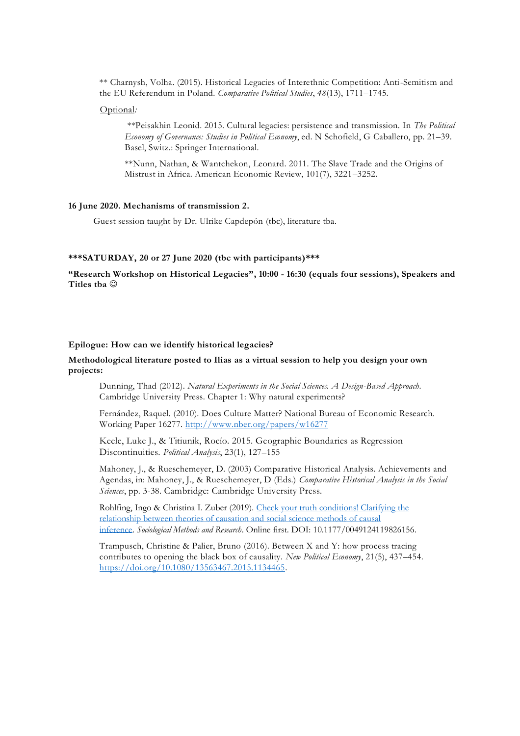** Charnysh, Volha. (2015). Historical Legacies of Interethnic Competition: Anti-Semitism and the EU Referendum in Poland. *Comparative Political Studies*, *48*(13), 1711–1745.

Optional:

**Peisakhin Leonid. 2015. Cultural legacies: persistence and transmission. In *The Political Economy of Governance: Studies in Political Economy*, ed. N Schofield, G Caballero, pp. 21–39. Basel, Switz.: Springer International.

**Nunn, Nathan, & Wantchekon, Leonard. 2011. The Slave Trade and the Origins of Mistrust in Africa. American Economic Review, 101(7), 3221–3252.

**16 June 2020. Mechanisms of transmission 2.**

Guest session taught by Dr. Ulrike Capdepón (tbc), literature tba.

*****SATURDAY, 20 or 27 June 2020 (tbc with participants)*****

**"Research Workshop on Historical Legacies", 10:00 - 16:30 (equals four sessions), Speakers and Titles tba ☺**

**Epilogue: How can we identify historical legacies?**

**Methodological literature posted to Ilias as a virtual session to help you design your own projects:**

Dunning, Thad (2012). *Natural Experiments in the Social Sciences. A Design-Based Approach*. Cambridge University Press. Chapter 1: Why natural experiments?

Fernández, Raquel. (2010). Does Culture Matter? National Bureau of Economic Research. Working Paper 16277. http://www.nber.org/papers/w16277

Keele, Luke J., & Titiunik, Rocío. 2015. Geographic Boundaries as Regression Discontinuities. *Political Analysis*, 23(1), 127–155

Mahoney, J., & Rueschemeyer, D. (2003) Comparative Historical Analysis. Achievements and Agendas, in: Mahoney, J., & Rueschemeyer, D (Eds.) *Comparative Historical Analysis in the Social Sciences*, pp. 3-38. Cambridge: Cambridge University Press.

Rohlfing, Ingo & Christina I. Zuber (2019). Check your truth conditions! Clarifying the relationship between theories of causation and social science methods of causal inference. *Sociological Methods and Research*. Online first. DOI: 10.1177/0049124119826156.

Trampusch, Christine & Palier, Bruno (2016). Between X and Y: how process tracing contributes to opening the black box of causality. *New Political Economy*, 21(5), 437–454. https://doi.org/10.1080/13563467.2015.1134465.